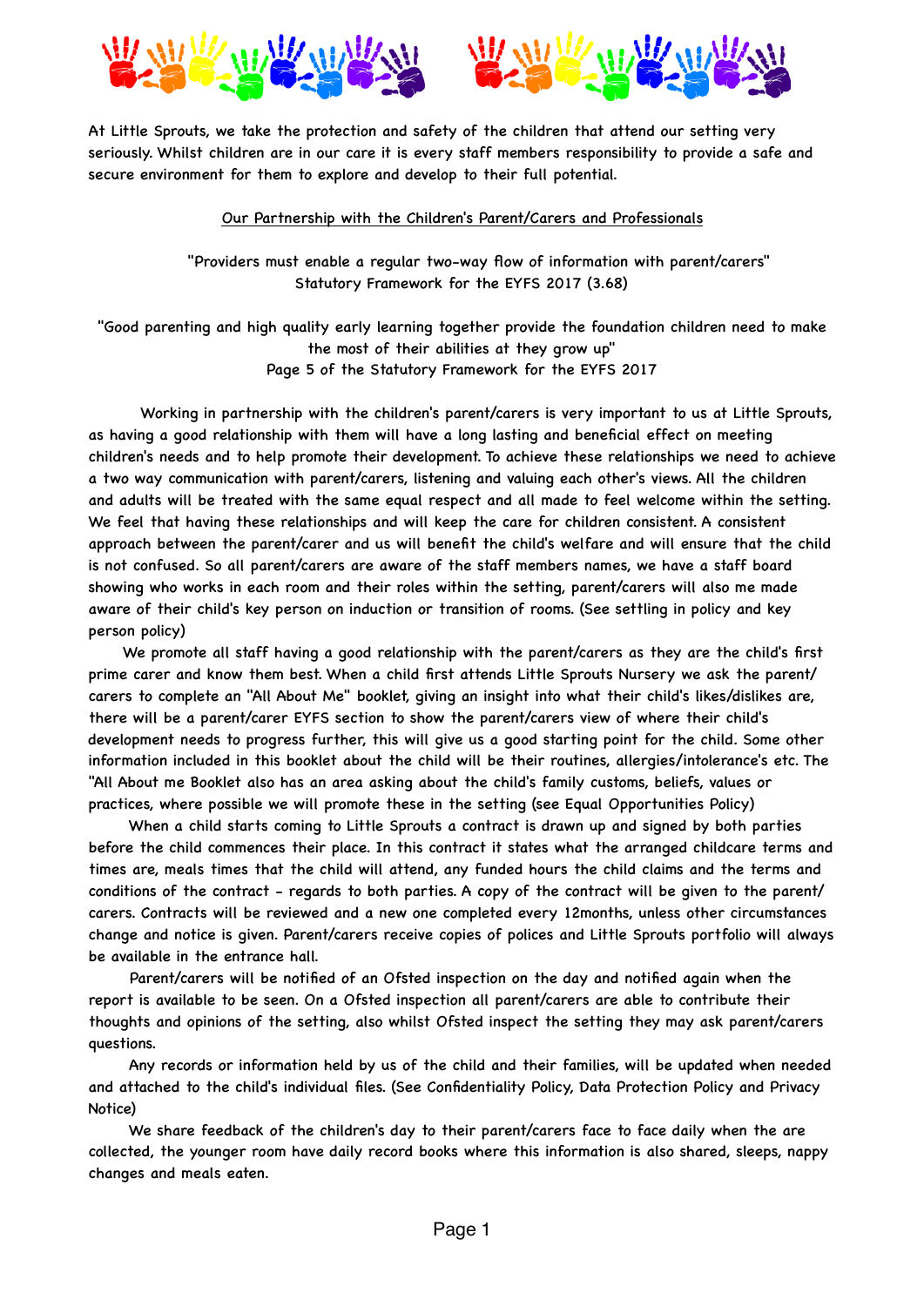At Little Sprouts, we take the protection and safety of the children that attend our setting very seriously. Whilst children are in our care it is every staff members responsibility to provide a safe and secure environment for them to explore and develop to their full potential.

<u>Our Partnership with the Children's Parent/Carers and Professionals</u>

"Providers must enable a regular two-way flow of information with parent/carers"
Statutory Framework for the EYFS 2017 (3.68)

"Good parenting and high quality early learning together provide the foundation children need to make the most of their abilities at they grow up"
Page 5 of the Statutory Framework for the EYFS 2017

Working in partnership with the children's parent/carers is very important to us at Little Sprouts, as having a good relationship with them will have a long lasting and beneficial effect on meeting children's needs and to help promote their development. To achieve these relationships we need to achieve a two way communication with parent/carers, listening and valuing each other's views. All the children and adults will be treated with the same equal respect and all made to feel welcome within the setting. We feel that having these relationships and will keep the care for children consistent. A consistent approach between the parent/carer and us will benefit the child's welfare and will ensure that the child is not confused. So all parent/carers are aware of the staff members names, we have a staff board showing who works in each room and their roles within the setting, parent/carers will also me made aware of their child's key person on induction or transition of rooms. (See settling in policy and key person policy)

We promote all staff having a good relationship with the parent/carers as they are the child's first prime carer and know them best. When a child first attends Little Sprouts Nursery we ask the parent/carers to complete an "All About Me" booklet, giving an insight into what their child's likes/dislikes are, there will be a parent/carer EYFS section to show the parent/carers view of where their child's development needs to progress further, this will give us a good starting point for the child. Some other information included in this booklet about the child will be their routines, allergies/intolerance's etc. The "All About me Booklet also has an area asking about the child's family customs, beliefs, values or practices, where possible we will promote these in the setting (see Equal Opportunities Policy)

When a child starts coming to Little Sprouts a contract is drawn up and signed by both parties before the child commences their place. In this contract it states what the arranged childcare terms and times are, meals times that the child will attend, any funded hours the child claims and the terms and conditions of the contract - regards to both parties. A copy of the contract will be given to the parent/carers. Contracts will be reviewed and a new one completed every 12months, unless other circumstances change and notice is given. Parent/carers receive copies of polices and Little Sprouts portfolio will always be available in the entrance hall.

Parent/carers will be notified of an Ofsted inspection on the day and notified again when the report is available to be seen. On a Ofsted inspection all parent/carers are able to contribute their thoughts and opinions of the setting, also whilst Ofsted inspect the setting they may ask parent/carers questions.

Any records or information held by us of the child and their families, will be updated when needed and attached to the child's individual files. (See Confidentiality Policy, Data Protection Policy and Privacy Notice)

We share feedback of the children's day to their parent/carers face to face daily when the are collected, the younger room have daily record books where this information is also shared, sleeps, nappy changes and meals eaten.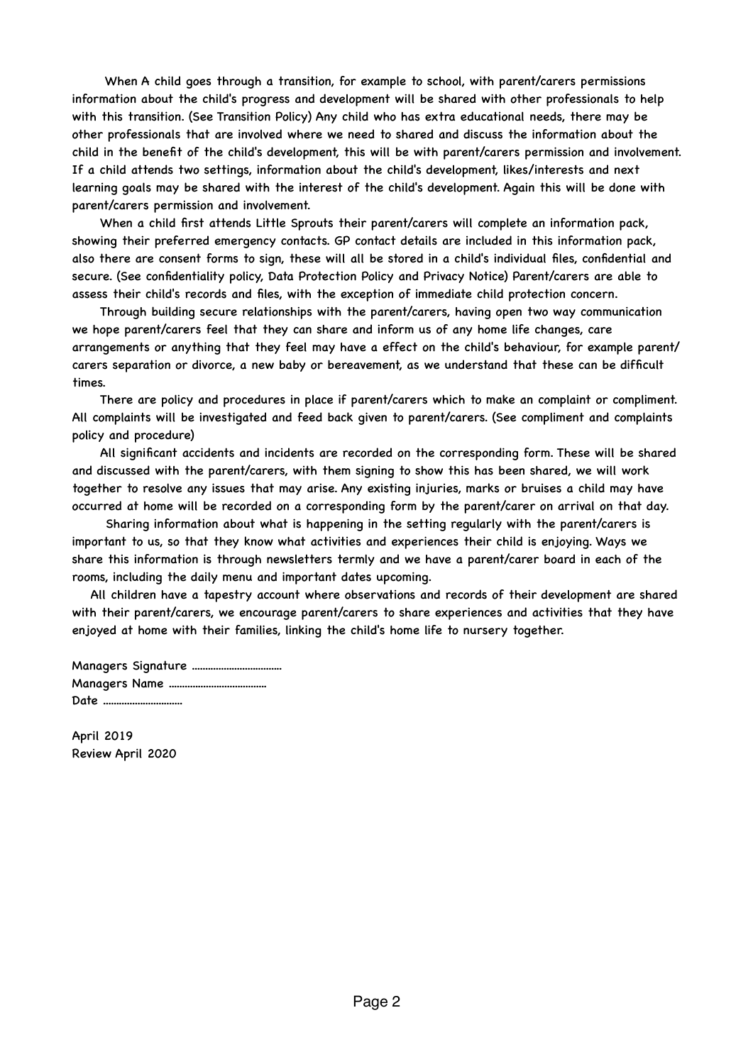When A child goes through a transition, for example to school, with parent/carers permissions information about the child's progress and development will be shared with other professionals to help with this transition. (See Transition Policy) Any child who has extra educational needs, there may be other professionals that are involved where we need to shared and discuss the information about the child in the benefit of the child's development, this will be with parent/carers permission and involvement. If a child attends two settings, information about the child's development, likes/interests and next learning goals may be shared with the interest of the child's development. Again this will be done with parent/carers permission and involvement.

When a child first attends Little Sprouts their parent/carers will complete an information pack, showing their preferred emergency contacts. GP contact details are included in this information pack, also there are consent forms to sign, these will all be stored in a child's individual files, confidential and secure. (See confidentiality policy, Data Protection Policy and Privacy Notice) Parent/carers are able to assess their child's records and files, with the exception of immediate child protection concern.

Through building secure relationships with the parent/carers, having open two way communication we hope parent/carers feel that they can share and inform us of any home life changes, care arrangements or anything that they feel may have a effect on the child's behaviour, for example parent/carers separation or divorce, a new baby or bereavement, as we understand that these can be difficult times.

There are policy and procedures in place if parent/carers which to make an complaint or compliment. All complaints will be investigated and feed back given to parent/carers. (See compliment and complaints policy and procedure)

All significant accidents and incidents are recorded on the corresponding form. These will be shared and discussed with the parent/carers, with them signing to show this has been shared, we will work together to resolve any issues that may arise. Any existing injuries, marks or bruises a child may have occurred at home will be recorded on a corresponding form by the parent/carer on arrival on that day.

Sharing information about what is happening in the setting regularly with the parent/carers is important to us, so that they know what activities and experiences their child is enjoying. Ways we share this information is through newsletters termly and we have a parent/carer board in each of the rooms, including the daily menu and important dates upcoming.

All children have a tapestry account where observations and records of their development are shared with their parent/carers, we encourage parent/carers to share experiences and activities that they have enjoyed at home with their families, linking the child's home life to nursery together.

Managers Signature ..................................
Managers Name .....................................
Date ..............................

April 2019
Review April 2020